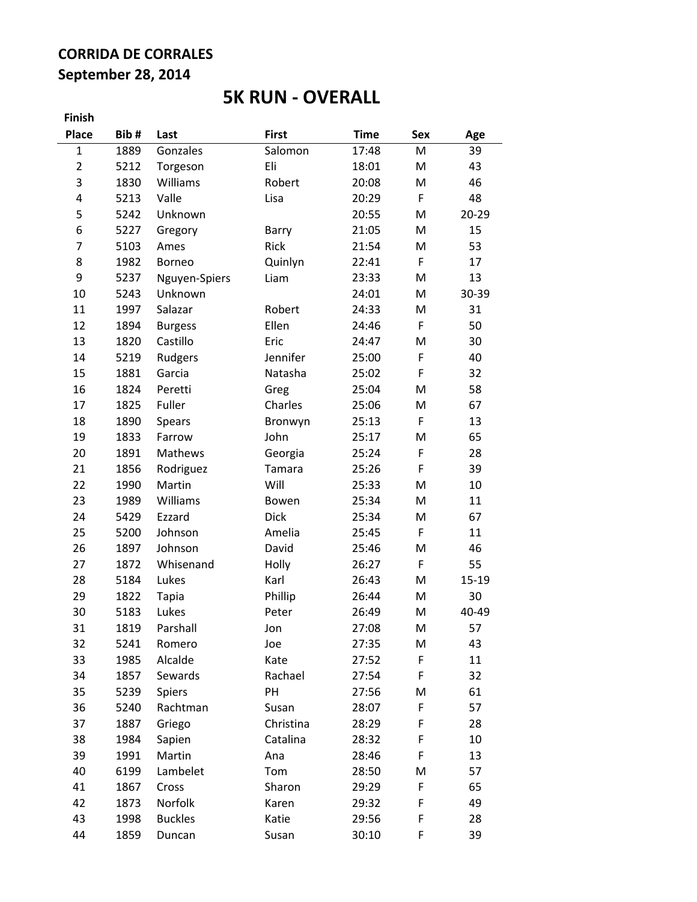**CORRIDA DE CORRALES**

**September 28, 2014**

# 5K RUN - OVERALL

| Finish Place | Bib # | Last | First | Time | Sex | Age |
|---|---|---|---|---|---|---|
| 1 | 1889 | Gonzales | Salomon | 17:48 | M | 39 |
| 2 | 5212 | Torgeson | Eli | 18:01 | M | 43 |
| 3 | 1830 | Williams | Robert | 20:08 | M | 46 |
| 4 | 5213 | Valle | Lisa | 20:29 | F | 48 |
| 5 | 5242 | Unknown | | 20:55 | M | 20-29 |
| 6 | 5227 | Gregory | Barry | 21:05 | M | 15 |
| 7 | 5103 | Ames | Rick | 21:54 | M | 53 |
| 8 | 1982 | Borneo | Quinlyn | 22:41 | F | 17 |
| 9 | 5237 | Nguyen-Spiers | Liam | 23:33 | M | 13 |
| 10 | 5243 | Unknown | | 24:01 | M | 30-39 |
| 11 | 1997 | Salazar | Robert | 24:33 | M | 31 |
| 12 | 1894 | Burgess | Ellen | 24:46 | F | 50 |
| 13 | 1820 | Castillo | Eric | 24:47 | M | 30 |
| 14 | 5219 | Rudgers | Jennifer | 25:00 | F | 40 |
| 15 | 1881 | Garcia | Natasha | 25:02 | F | 32 |
| 16 | 1824 | Peretti | Greg | 25:04 | M | 58 |
| 17 | 1825 | Fuller | Charles | 25:06 | M | 67 |
| 18 | 1890 | Spears | Bronwyn | 25:13 | F | 13 |
| 19 | 1833 | Farrow | John | 25:17 | M | 65 |
| 20 | 1891 | Mathews | Georgia | 25:24 | F | 28 |
| 21 | 1856 | Rodriguez | Tamara | 25:26 | F | 39 |
| 22 | 1990 | Martin | Will | 25:33 | M | 10 |
| 23 | 1989 | Williams | Bowen | 25:34 | M | 11 |
| 24 | 5429 | Ezzard | Dick | 25:34 | M | 67 |
| 25 | 5200 | Johnson | Amelia | 25:45 | F | 11 |
| 26 | 1897 | Johnson | David | 25:46 | M | 46 |
| 27 | 1872 | Whisenand | Holly | 26:27 | F | 55 |
| 28 | 5184 | Lukes | Karl | 26:43 | M | 15-19 |
| 29 | 1822 | Tapia | Phillip | 26:44 | M | 30 |
| 30 | 5183 | Lukes | Peter | 26:49 | M | 40-49 |
| 31 | 1819 | Parshall | Jon | 27:08 | M | 57 |
| 32 | 5241 | Romero | Joe | 27:35 | M | 43 |
| 33 | 1985 | Alcalde | Kate | 27:52 | F | 11 |
| 34 | 1857 | Sewards | Rachael | 27:54 | F | 32 |
| 35 | 5239 | Spiers | PH | 27:56 | M | 61 |
| 36 | 5240 | Rachtman | Susan | 28:07 | F | 57 |
| 37 | 1887 | Griego | Christina | 28:29 | F | 28 |
| 38 | 1984 | Sapien | Catalina | 28:32 | F | 10 |
| 39 | 1991 | Martin | Ana | 28:46 | F | 13 |
| 40 | 6199 | Lambelet | Tom | 28:50 | M | 57 |
| 41 | 1867 | Cross | Sharon | 29:29 | F | 65 |
| 42 | 1873 | Norfolk | Karen | 29:32 | F | 49 |
| 43 | 1998 | Buckles | Katie | 29:56 | F | 28 |
| 44 | 1859 | Duncan | Susan | 30:10 | F | 39 |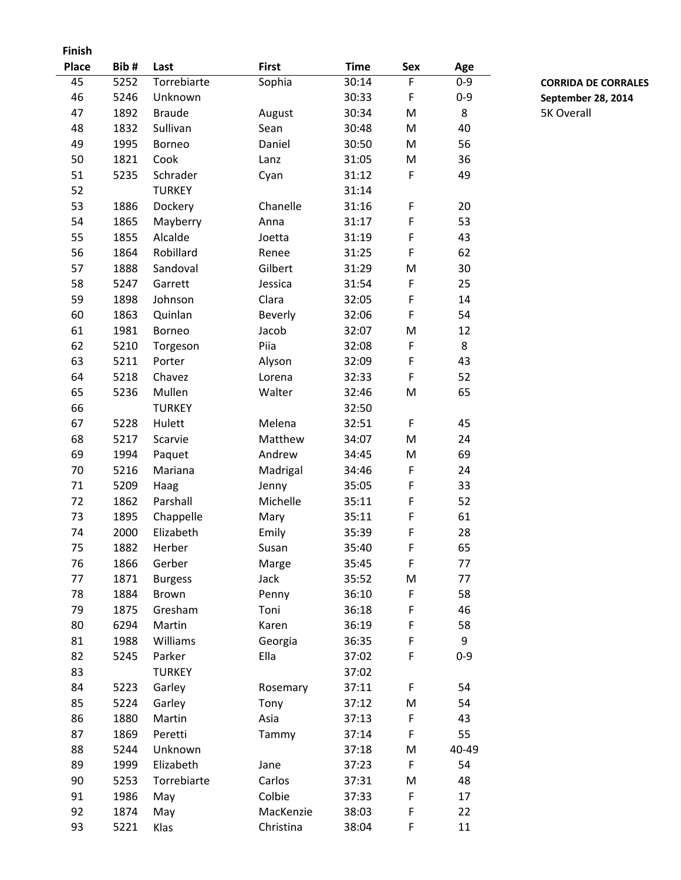**CORRIDA DE CORRALES**
**September 28, 2014**
5K Overall

| Finish Place | Bib # | Last | First | Time | Sex | Age |
|---|---|---|---|---|---|---|
| 45 | 5252 | Torrebiarte | Sophia | 30:14 | F | 0-9 |
| 46 | 5246 | Unknown | | 30:33 | F | 0-9 |
| 47 | 1892 | Braude | August | 30:34 | M | 8 |
| 48 | 1832 | Sullivan | Sean | 30:48 | M | 40 |
| 49 | 1995 | Borneo | Daniel | 30:50 | M | 56 |
| 50 | 1821 | Cook | Lanz | 31:05 | M | 36 |
| 51 | 5235 | Schrader | Cyan | 31:12 | F | 49 |
| 52 | | TURKEY | | 31:14 | | |
| 53 | 1886 | Dockery | Chanelle | 31:16 | F | 20 |
| 54 | 1865 | Mayberry | Anna | 31:17 | F | 53 |
| 55 | 1855 | Alcalde | Joetta | 31:19 | F | 43 |
| 56 | 1864 | Robillard | Renee | 31:25 | F | 62 |
| 57 | 1888 | Sandoval | Gilbert | 31:29 | M | 30 |
| 58 | 5247 | Garrett | Jessica | 31:54 | F | 25 |
| 59 | 1898 | Johnson | Clara | 32:05 | F | 14 |
| 60 | 1863 | Quinlan | Beverly | 32:06 | F | 54 |
| 61 | 1981 | Borneo | Jacob | 32:07 | M | 12 |
| 62 | 5210 | Torgeson | Piia | 32:08 | F | 8 |
| 63 | 5211 | Porter | Alyson | 32:09 | F | 43 |
| 64 | 5218 | Chavez | Lorena | 32:33 | F | 52 |
| 65 | 5236 | Mullen | Walter | 32:46 | M | 65 |
| 66 | | TURKEY | | 32:50 | | |
| 67 | 5228 | Hulett | Melena | 32:51 | F | 45 |
| 68 | 5217 | Scarvie | Matthew | 34:07 | M | 24 |
| 69 | 1994 | Paquet | Andrew | 34:45 | M | 69 |
| 70 | 5216 | Mariana | Madrigal | 34:46 | F | 24 |
| 71 | 5209 | Haag | Jenny | 35:05 | F | 33 |
| 72 | 1862 | Parshall | Michelle | 35:11 | F | 52 |
| 73 | 1895 | Chappelle | Mary | 35:11 | F | 61 |
| 74 | 2000 | Elizabeth | Emily | 35:39 | F | 28 |
| 75 | 1882 | Herber | Susan | 35:40 | F | 65 |
| 76 | 1866 | Gerber | Marge | 35:45 | F | 77 |
| 77 | 1871 | Burgess | Jack | 35:52 | M | 77 |
| 78 | 1884 | Brown | Penny | 36:10 | F | 58 |
| 79 | 1875 | Gresham | Toni | 36:18 | F | 46 |
| 80 | 6294 | Martin | Karen | 36:19 | F | 58 |
| 81 | 1988 | Williams | Georgia | 36:35 | F | 9 |
| 82 | 5245 | Parker | Ella | 37:02 | F | 0-9 |
| 83 | | TURKEY | | 37:02 | | |
| 84 | 5223 | Garley | Rosemary | 37:11 | F | 54 |
| 85 | 5224 | Garley | Tony | 37:12 | M | 54 |
| 86 | 1880 | Martin | Asia | 37:13 | F | 43 |
| 87 | 1869 | Peretti | Tammy | 37:14 | F | 55 |
| 88 | 5244 | Unknown | | 37:18 | M | 40-49 |
| 89 | 1999 | Elizabeth | Jane | 37:23 | F | 54 |
| 90 | 5253 | Torrebiarte | Carlos | 37:31 | M | 48 |
| 91 | 1986 | May | Colbie | 37:33 | F | 17 |
| 92 | 1874 | May | MacKenzie | 38:03 | F | 22 |
| 93 | 5221 | Klas | Christina | 38:04 | F | 11 |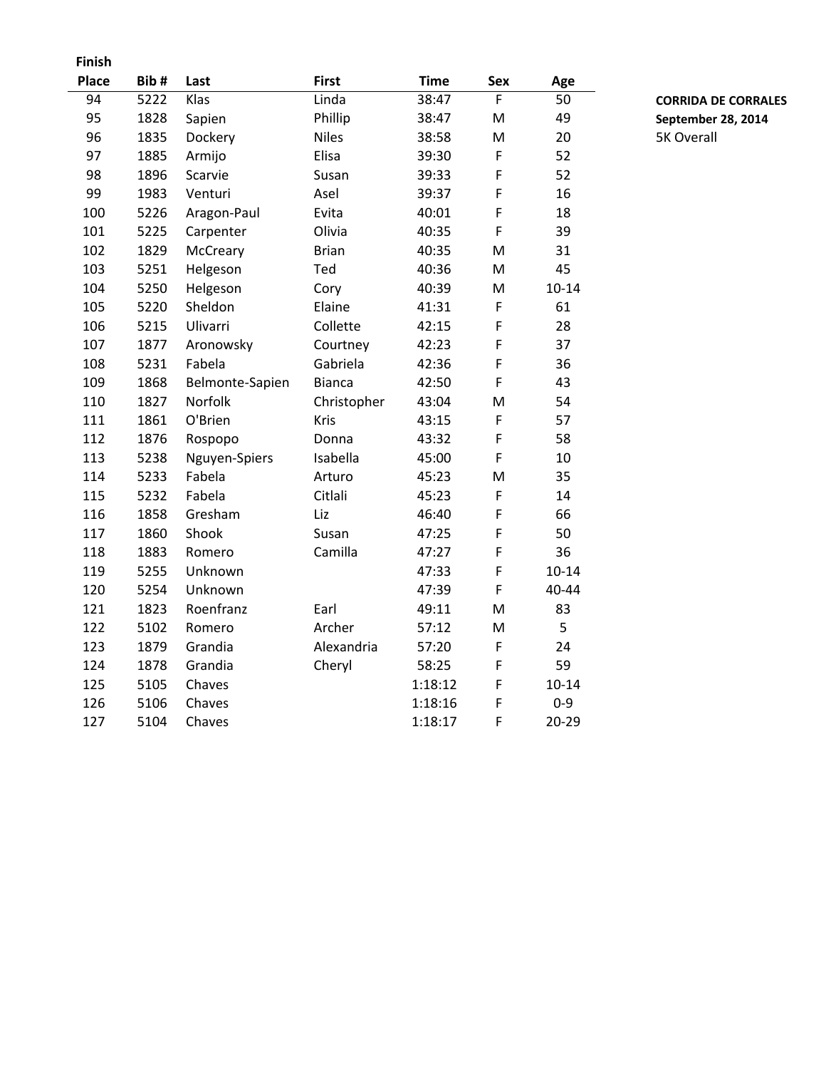**CORRIDA DE CORRALES**
**September 28, 2014**
5K Overall

| Finish Place | Bib # | Last | First | Time | Sex | Age |
|---|---|---|---|---|---|---|
| 94 | 5222 | Klas | Linda | 38:47 | F | 50 |
| 95 | 1828 | Sapien | Phillip | 38:47 | M | 49 |
| 96 | 1835 | Dockery | Niles | 38:58 | M | 20 |
| 97 | 1885 | Armijo | Elisa | 39:30 | F | 52 |
| 98 | 1896 | Scarvie | Susan | 39:33 | F | 52 |
| 99 | 1983 | Venturi | Asel | 39:37 | F | 16 |
| 100 | 5226 | Aragon-Paul | Evita | 40:01 | F | 18 |
| 101 | 5225 | Carpenter | Olivia | 40:35 | F | 39 |
| 102 | 1829 | McCreary | Brian | 40:35 | M | 31 |
| 103 | 5251 | Helgeson | Ted | 40:36 | M | 45 |
| 104 | 5250 | Helgeson | Cory | 40:39 | M | 10-14 |
| 105 | 5220 | Sheldon | Elaine | 41:31 | F | 61 |
| 106 | 5215 | Ulivarri | Collette | 42:15 | F | 28 |
| 107 | 1877 | Aronowsky | Courtney | 42:23 | F | 37 |
| 108 | 5231 | Fabela | Gabriela | 42:36 | F | 36 |
| 109 | 1868 | Belmonte-Sapien | Bianca | 42:50 | F | 43 |
| 110 | 1827 | Norfolk | Christopher | 43:04 | M | 54 |
| 111 | 1861 | O'Brien | Kris | 43:15 | F | 57 |
| 112 | 1876 | Rospopo | Donna | 43:32 | F | 58 |
| 113 | 5238 | Nguyen-Spiers | Isabella | 45:00 | F | 10 |
| 114 | 5233 | Fabela | Arturo | 45:23 | M | 35 |
| 115 | 5232 | Fabela | Citlali | 45:23 | F | 14 |
| 116 | 1858 | Gresham | Liz | 46:40 | F | 66 |
| 117 | 1860 | Shook | Susan | 47:25 | F | 50 |
| 118 | 1883 | Romero | Camilla | 47:27 | F | 36 |
| 119 | 5255 | Unknown | | 47:33 | F | 10-14 |
| 120 | 5254 | Unknown | | 47:39 | F | 40-44 |
| 121 | 1823 | Roenfranz | Earl | 49:11 | M | 83 |
| 122 | 5102 | Romero | Archer | 57:12 | M | 5 |
| 123 | 1879 | Grandia | Alexandria | 57:20 | F | 24 |
| 124 | 1878 | Grandia | Cheryl | 58:25 | F | 59 |
| 125 | 5105 | Chaves | | 1:18:12 | F | 10-14 |
| 126 | 5106 | Chaves | | 1:18:16 | F | 0-9 |
| 127 | 5104 | Chaves | | 1:18:17 | F | 20-29 |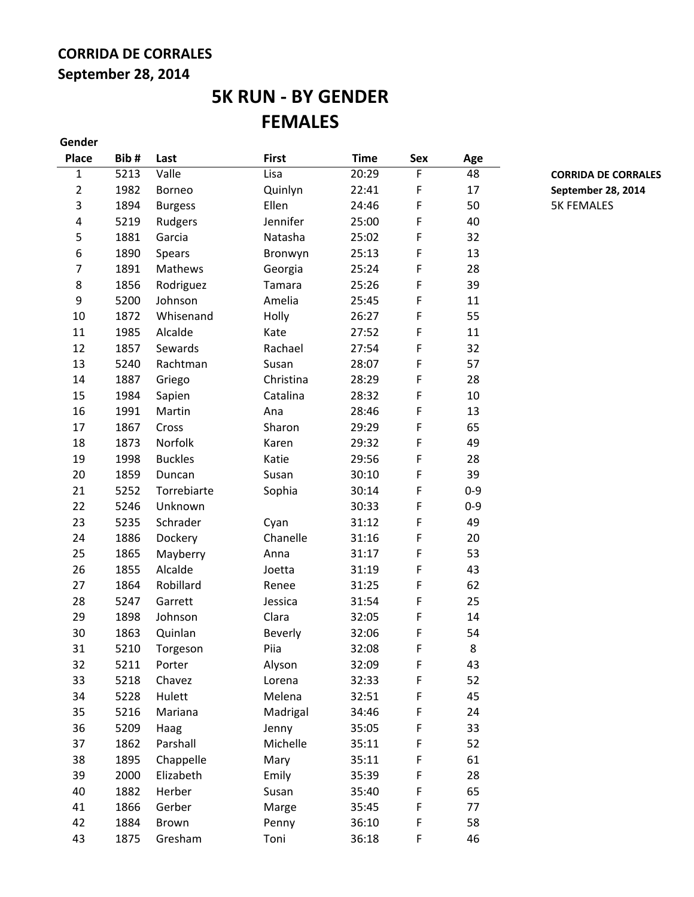**CORRIDA DE CORRALES**
**September 28, 2014**

# 5K RUN - BY GENDER
# FEMALES

| Gender Place | Bib # | Last | First | Time | Sex | Age |
|---|---|---|---|---|---|---|
| 1 | 5213 | Valle | Lisa | 20:29 | F | 48 |
| 2 | 1982 | Borneo | Quinlyn | 22:41 | F | 17 |
| 3 | 1894 | Burgess | Ellen | 24:46 | F | 50 |
| 4 | 5219 | Rudgers | Jennifer | 25:00 | F | 40 |
| 5 | 1881 | Garcia | Natasha | 25:02 | F | 32 |
| 6 | 1890 | Spears | Bronwyn | 25:13 | F | 13 |
| 7 | 1891 | Mathews | Georgia | 25:24 | F | 28 |
| 8 | 1856 | Rodriguez | Tamara | 25:26 | F | 39 |
| 9 | 5200 | Johnson | Amelia | 25:45 | F | 11 |
| 10 | 1872 | Whisenand | Holly | 26:27 | F | 55 |
| 11 | 1985 | Alcalde | Kate | 27:52 | F | 11 |
| 12 | 1857 | Sewards | Rachael | 27:54 | F | 32 |
| 13 | 5240 | Rachtman | Susan | 28:07 | F | 57 |
| 14 | 1887 | Griego | Christina | 28:29 | F | 28 |
| 15 | 1984 | Sapien | Catalina | 28:32 | F | 10 |
| 16 | 1991 | Martin | Ana | 28:46 | F | 13 |
| 17 | 1867 | Cross | Sharon | 29:29 | F | 65 |
| 18 | 1873 | Norfolk | Karen | 29:32 | F | 49 |
| 19 | 1998 | Buckles | Katie | 29:56 | F | 28 |
| 20 | 1859 | Duncan | Susan | 30:10 | F | 39 |
| 21 | 5252 | Torrebiarte | Sophia | 30:14 | F | 0-9 |
| 22 | 5246 | Unknown | | 30:33 | F | 0-9 |
| 23 | 5235 | Schrader | Cyan | 31:12 | F | 49 |
| 24 | 1886 | Dockery | Chanelle | 31:16 | F | 20 |
| 25 | 1865 | Mayberry | Anna | 31:17 | F | 53 |
| 26 | 1855 | Alcalde | Joetta | 31:19 | F | 43 |
| 27 | 1864 | Robillard | Renee | 31:25 | F | 62 |
| 28 | 5247 | Garrett | Jessica | 31:54 | F | 25 |
| 29 | 1898 | Johnson | Clara | 32:05 | F | 14 |
| 30 | 1863 | Quinlan | Beverly | 32:06 | F | 54 |
| 31 | 5210 | Torgeson | Piia | 32:08 | F | 8 |
| 32 | 5211 | Porter | Alyson | 32:09 | F | 43 |
| 33 | 5218 | Chavez | Lorena | 32:33 | F | 52 |
| 34 | 5228 | Hulett | Melena | 32:51 | F | 45 |
| 35 | 5216 | Mariana | Madrigal | 34:46 | F | 24 |
| 36 | 5209 | Haag | Jenny | 35:05 | F | 33 |
| 37 | 1862 | Parshall | Michelle | 35:11 | F | 52 |
| 38 | 1895 | Chappelle | Mary | 35:11 | F | 61 |
| 39 | 2000 | Elizabeth | Emily | 35:39 | F | 28 |
| 40 | 1882 | Herber | Susan | 35:40 | F | 65 |
| 41 | 1866 | Gerber | Marge | 35:45 | F | 77 |
| 42 | 1884 | Brown | Penny | 36:10 | F | 58 |
| 43 | 1875 | Gresham | Toni | 36:18 | F | 46 |

**CORRIDA DE CORRALES**
**September 28, 2014**
5K FEMALES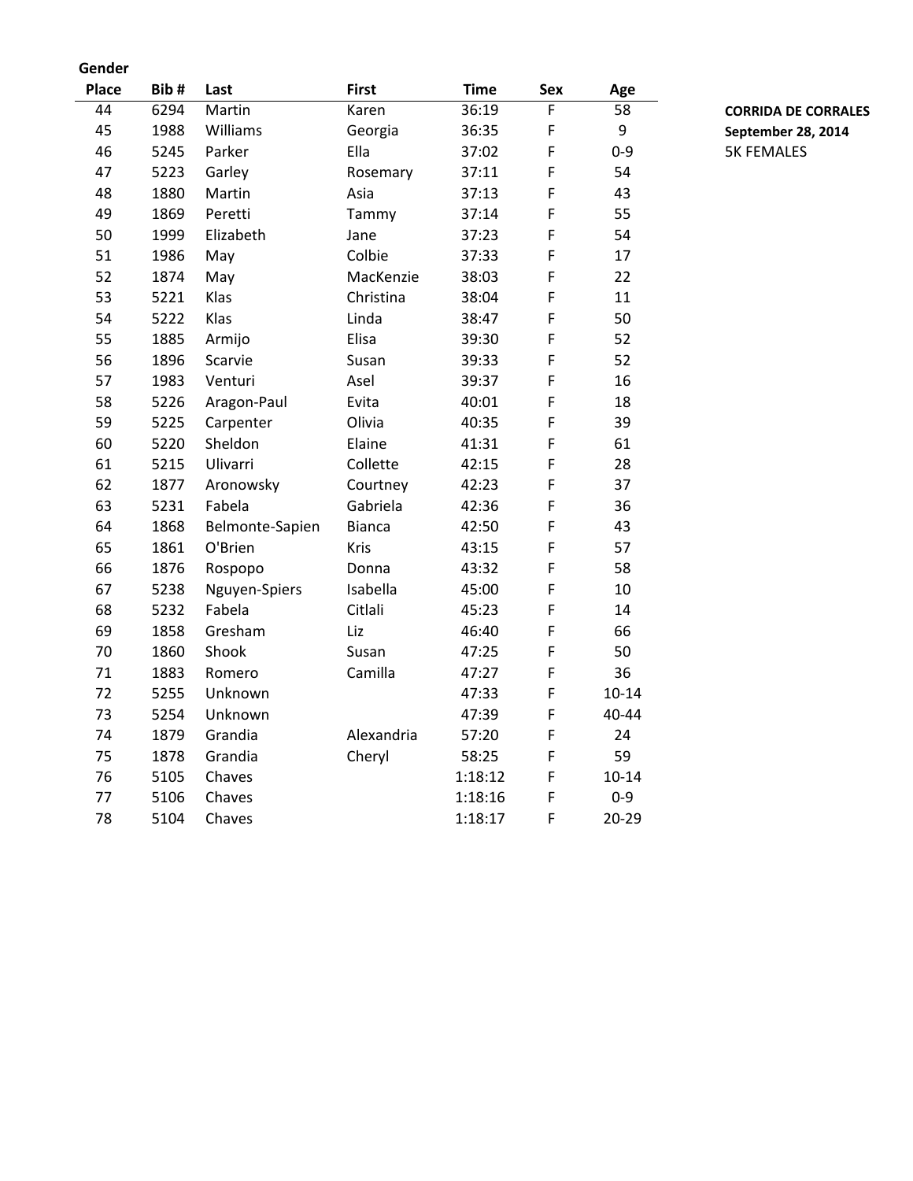**CORRIDA DE CORRALES**
**September 28, 2014**
5K FEMALES

| Gender Place | Bib # | Last | First | Time | Sex | Age |
|---|---|---|---|---|---|---|
| 44 | 6294 | Martin | Karen | 36:19 | F | 58 |
| 45 | 1988 | Williams | Georgia | 36:35 | F | 9 |
| 46 | 5245 | Parker | Ella | 37:02 | F | 0-9 |
| 47 | 5223 | Garley | Rosemary | 37:11 | F | 54 |
| 48 | 1880 | Martin | Asia | 37:13 | F | 43 |
| 49 | 1869 | Peretti | Tammy | 37:14 | F | 55 |
| 50 | 1999 | Elizabeth | Jane | 37:23 | F | 54 |
| 51 | 1986 | May | Colbie | 37:33 | F | 17 |
| 52 | 1874 | May | MacKenzie | 38:03 | F | 22 |
| 53 | 5221 | Klas | Christina | 38:04 | F | 11 |
| 54 | 5222 | Klas | Linda | 38:47 | F | 50 |
| 55 | 1885 | Armijo | Elisa | 39:30 | F | 52 |
| 56 | 1896 | Scarvie | Susan | 39:33 | F | 52 |
| 57 | 1983 | Venturi | Asel | 39:37 | F | 16 |
| 58 | 5226 | Aragon-Paul | Evita | 40:01 | F | 18 |
| 59 | 5225 | Carpenter | Olivia | 40:35 | F | 39 |
| 60 | 5220 | Sheldon | Elaine | 41:31 | F | 61 |
| 61 | 5215 | Ulivarri | Collette | 42:15 | F | 28 |
| 62 | 1877 | Aronowsky | Courtney | 42:23 | F | 37 |
| 63 | 5231 | Fabela | Gabriela | 42:36 | F | 36 |
| 64 | 1868 | Belmonte-Sapien | Bianca | 42:50 | F | 43 |
| 65 | 1861 | O'Brien | Kris | 43:15 | F | 57 |
| 66 | 1876 | Rospopo | Donna | 43:32 | F | 58 |
| 67 | 5238 | Nguyen-Spiers | Isabella | 45:00 | F | 10 |
| 68 | 5232 | Fabela | Citlali | 45:23 | F | 14 |
| 69 | 1858 | Gresham | Liz | 46:40 | F | 66 |
| 70 | 1860 | Shook | Susan | 47:25 | F | 50 |
| 71 | 1883 | Romero | Camilla | 47:27 | F | 36 |
| 72 | 5255 | Unknown | | 47:33 | F | 10-14 |
| 73 | 5254 | Unknown | | 47:39 | F | 40-44 |
| 74 | 1879 | Grandia | Alexandria | 57:20 | F | 24 |
| 75 | 1878 | Grandia | Cheryl | 58:25 | F | 59 |
| 76 | 5105 | Chaves | | 1:18:12 | F | 10-14 |
| 77 | 5106 | Chaves | | 1:18:16 | F | 0-9 |
| 78 | 5104 | Chaves | | 1:18:17 | F | 20-29 |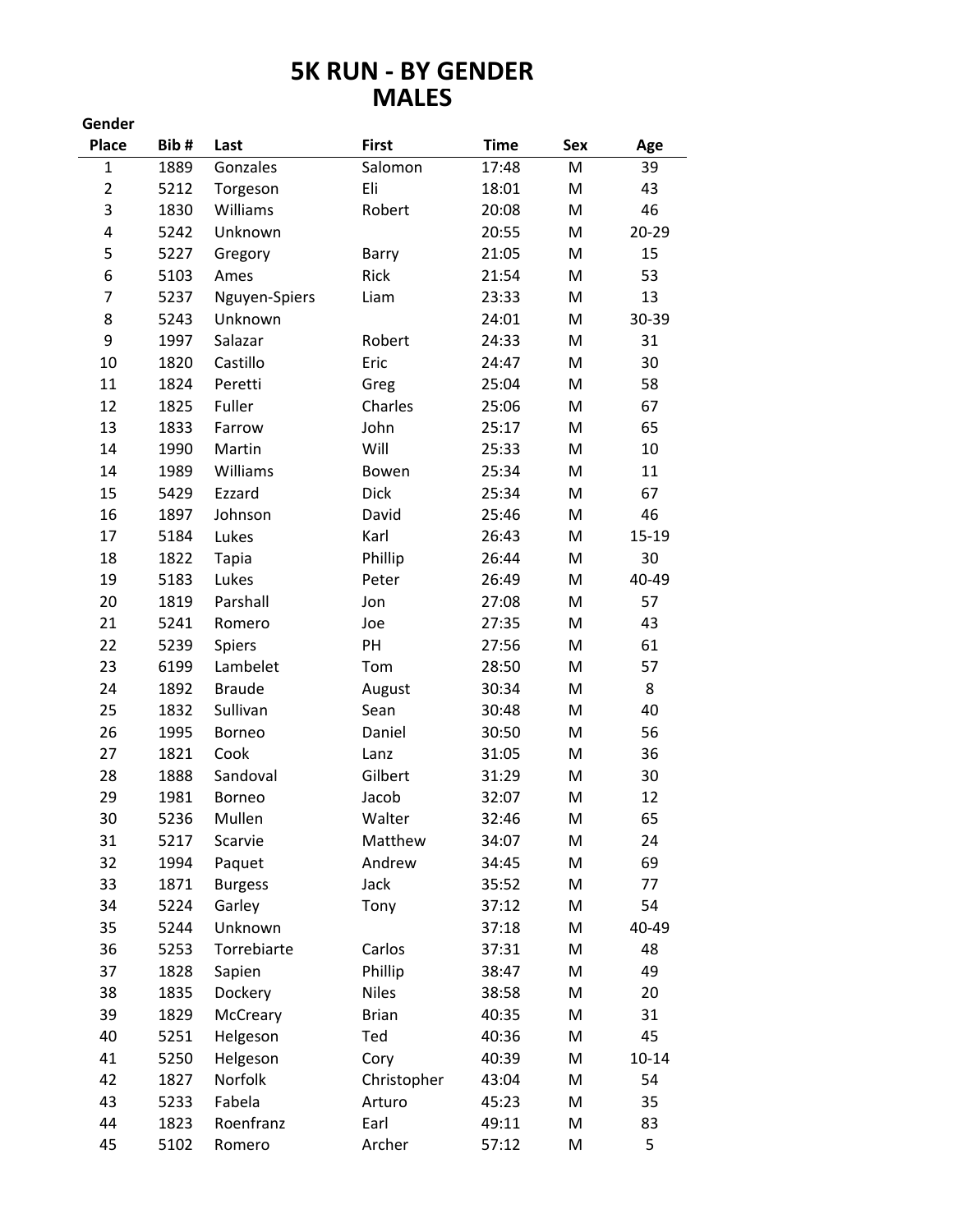# 5K RUN - BY GENDER
# MALES

| Gender Place | Bib # | Last | First | Time | Sex | Age |
|---|---|---|---|---|---|---|
| 1 | 1889 | Gonzales | Salomon | 17:48 | M | 39 |
| 2 | 5212 | Torgeson | Eli | 18:01 | M | 43 |
| 3 | 1830 | Williams | Robert | 20:08 | M | 46 |
| 4 | 5242 | Unknown | | 20:55 | M | 20-29 |
| 5 | 5227 | Gregory | Barry | 21:05 | M | 15 |
| 6 | 5103 | Ames | Rick | 21:54 | M | 53 |
| 7 | 5237 | Nguyen-Spiers | Liam | 23:33 | M | 13 |
| 8 | 5243 | Unknown | | 24:01 | M | 30-39 |
| 9 | 1997 | Salazar | Robert | 24:33 | M | 31 |
| 10 | 1820 | Castillo | Eric | 24:47 | M | 30 |
| 11 | 1824 | Peretti | Greg | 25:04 | M | 58 |
| 12 | 1825 | Fuller | Charles | 25:06 | M | 67 |
| 13 | 1833 | Farrow | John | 25:17 | M | 65 |
| 14 | 1990 | Martin | Will | 25:33 | M | 10 |
| 14 | 1989 | Williams | Bowen | 25:34 | M | 11 |
| 15 | 5429 | Ezzard | Dick | 25:34 | M | 67 |
| 16 | 1897 | Johnson | David | 25:46 | M | 46 |
| 17 | 5184 | Lukes | Karl | 26:43 | M | 15-19 |
| 18 | 1822 | Tapia | Phillip | 26:44 | M | 30 |
| 19 | 5183 | Lukes | Peter | 26:49 | M | 40-49 |
| 20 | 1819 | Parshall | Jon | 27:08 | M | 57 |
| 21 | 5241 | Romero | Joe | 27:35 | M | 43 |
| 22 | 5239 | Spiers | PH | 27:56 | M | 61 |
| 23 | 6199 | Lambelet | Tom | 28:50 | M | 57 |
| 24 | 1892 | Braude | August | 30:34 | M | 8 |
| 25 | 1832 | Sullivan | Sean | 30:48 | M | 40 |
| 26 | 1995 | Borneo | Daniel | 30:50 | M | 56 |
| 27 | 1821 | Cook | Lanz | 31:05 | M | 36 |
| 28 | 1888 | Sandoval | Gilbert | 31:29 | M | 30 |
| 29 | 1981 | Borneo | Jacob | 32:07 | M | 12 |
| 30 | 5236 | Mullen | Walter | 32:46 | M | 65 |
| 31 | 5217 | Scarvie | Matthew | 34:07 | M | 24 |
| 32 | 1994 | Paquet | Andrew | 34:45 | M | 69 |
| 33 | 1871 | Burgess | Jack | 35:52 | M | 77 |
| 34 | 5224 | Garley | Tony | 37:12 | M | 54 |
| 35 | 5244 | Unknown | | 37:18 | M | 40-49 |
| 36 | 5253 | Torrebiarte | Carlos | 37:31 | M | 48 |
| 37 | 1828 | Sapien | Phillip | 38:47 | M | 49 |
| 38 | 1835 | Dockery | Niles | 38:58 | M | 20 |
| 39 | 1829 | McCreary | Brian | 40:35 | M | 31 |
| 40 | 5251 | Helgeson | Ted | 40:36 | M | 45 |
| 41 | 5250 | Helgeson | Cory | 40:39 | M | 10-14 |
| 42 | 1827 | Norfolk | Christopher | 43:04 | M | 54 |
| 43 | 5233 | Fabela | Arturo | 45:23 | M | 35 |
| 44 | 1823 | Roenfranz | Earl | 49:11 | M | 83 |
| 45 | 5102 | Romero | Archer | 57:12 | M | 5 |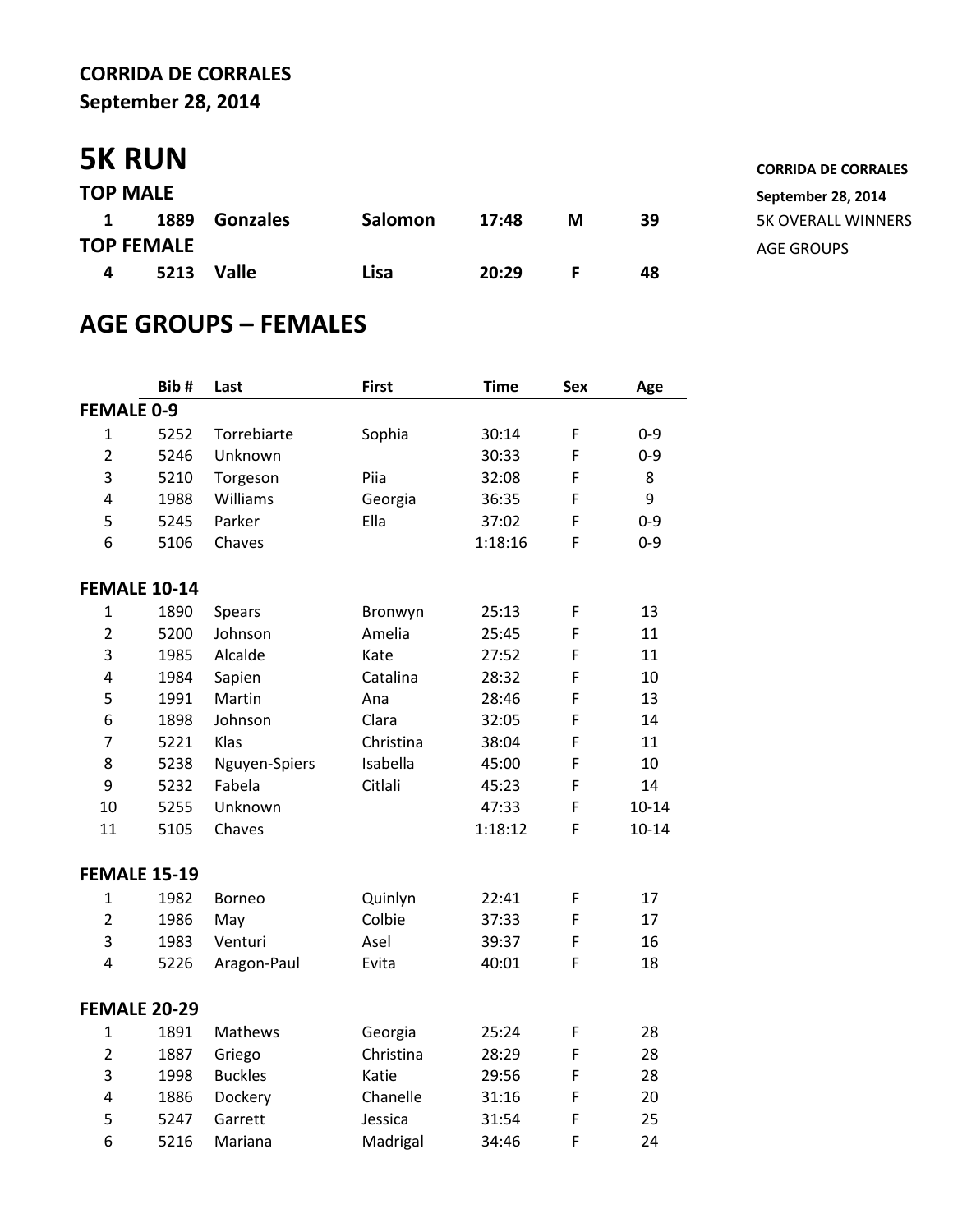**CORRIDA DE CORRALES**
**September 28, 2014**

# 5K RUN

**CORRIDA DE CORRALES**
**September 28, 2014**
5K OVERALL WINNERS
AGE GROUPS

**TOP MALE**

| | | | | | | |
|---|---|---|---|---|---|---|
| **1** | **1889** | **Gonzales** | **Salomon** | **17:48** | **M** | **39** |

**TOP FEMALE**

| | | | | | | |
|---|---|---|---|---|---|---|
| **4** | **5213** | **Valle** | **Lisa** | **20:29** | **F** | **48** |

## AGE GROUPS – FEMALES

| | Bib # | Last | First | Time | Sex | Age |
|---|---|---|---|---|---|---|
| **FEMALE 0-9** | | | | | | |
| 1 | 5252 | Torrebiarte | Sophia | 30:14 | F | 0-9 |
| 2 | 5246 | Unknown | | 30:33 | F | 0-9 |
| 3 | 5210 | Torgeson | Piia | 32:08 | F | 8 |
| 4 | 1988 | Williams | Georgia | 36:35 | F | 9 |
| 5 | 5245 | Parker | Ella | 37:02 | F | 0-9 |
| 6 | 5106 | Chaves | | 1:18:16 | F | 0-9 |
| **FEMALE 10-14** | | | | | | |
| 1 | 1890 | Spears | Bronwyn | 25:13 | F | 13 |
| 2 | 5200 | Johnson | Amelia | 25:45 | F | 11 |
| 3 | 1985 | Alcalde | Kate | 27:52 | F | 11 |
| 4 | 1984 | Sapien | Catalina | 28:32 | F | 10 |
| 5 | 1991 | Martin | Ana | 28:46 | F | 13 |
| 6 | 1898 | Johnson | Clara | 32:05 | F | 14 |
| 7 | 5221 | Klas | Christina | 38:04 | F | 11 |
| 8 | 5238 | Nguyen-Spiers | Isabella | 45:00 | F | 10 |
| 9 | 5232 | Fabela | Citlali | 45:23 | F | 14 |
| 10 | 5255 | Unknown | | 47:33 | F | 10-14 |
| 11 | 5105 | Chaves | | 1:18:12 | F | 10-14 |
| **FEMALE 15-19** | | | | | | |
| 1 | 1982 | Borneo | Quinlyn | 22:41 | F | 17 |
| 2 | 1986 | May | Colbie | 37:33 | F | 17 |
| 3 | 1983 | Venturi | Asel | 39:37 | F | 16 |
| 4 | 5226 | Aragon-Paul | Evita | 40:01 | F | 18 |
| **FEMALE 20-29** | | | | | | |
| 1 | 1891 | Mathews | Georgia | 25:24 | F | 28 |
| 2 | 1887 | Griego | Christina | 28:29 | F | 28 |
| 3 | 1998 | Buckles | Katie | 29:56 | F | 28 |
| 4 | 1886 | Dockery | Chanelle | 31:16 | F | 20 |
| 5 | 5247 | Garrett | Jessica | 31:54 | F | 25 |
| 6 | 5216 | Mariana | Madrigal | 34:46 | F | 24 |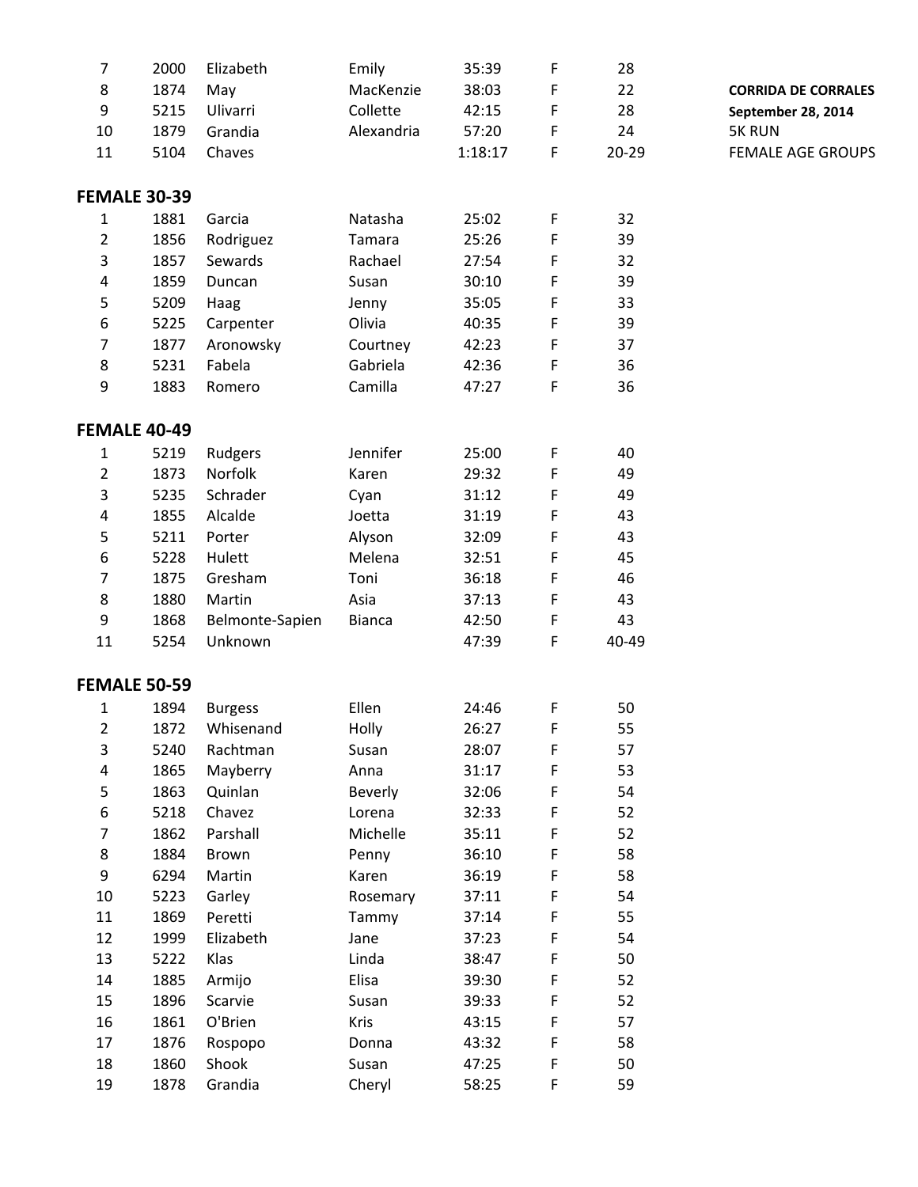**CORRIDA DE CORRALES**
**September 28, 2014**
5K RUN
FEMALE AGE GROUPS

| | | | | | | |
|---|---|---|---|---|---|---|
| 7 | 2000 | Elizabeth | Emily | 35:39 | F | 28 |
| 8 | 1874 | May | MacKenzie | 38:03 | F | 22 |
| 9 | 5215 | Ulivarri | Collette | 42:15 | F | 28 |
| 10 | 1879 | Grandia | Alexandria | 57:20 | F | 24 |
| 11 | 5104 | Chaves | | 1:18:17 | F | 20-29 |

## FEMALE 30-39

| | | | | | | |
|---|---|---|---|---|---|---|
| 1 | 1881 | Garcia | Natasha | 25:02 | F | 32 |
| 2 | 1856 | Rodriguez | Tamara | 25:26 | F | 39 |
| 3 | 1857 | Sewards | Rachael | 27:54 | F | 32 |
| 4 | 1859 | Duncan | Susan | 30:10 | F | 39 |
| 5 | 5209 | Haag | Jenny | 35:05 | F | 33 |
| 6 | 5225 | Carpenter | Olivia | 40:35 | F | 39 |
| 7 | 1877 | Aronowsky | Courtney | 42:23 | F | 37 |
| 8 | 5231 | Fabela | Gabriela | 42:36 | F | 36 |
| 9 | 1883 | Romero | Camilla | 47:27 | F | 36 |

## FEMALE 40-49

| | | | | | | |
|---|---|---|---|---|---|---|
| 1 | 5219 | Rudgers | Jennifer | 25:00 | F | 40 |
| 2 | 1873 | Norfolk | Karen | 29:32 | F | 49 |
| 3 | 5235 | Schrader | Cyan | 31:12 | F | 49 |
| 4 | 1855 | Alcalde | Joetta | 31:19 | F | 43 |
| 5 | 5211 | Porter | Alyson | 32:09 | F | 43 |
| 6 | 5228 | Hulett | Melena | 32:51 | F | 45 |
| 7 | 1875 | Gresham | Toni | 36:18 | F | 46 |
| 8 | 1880 | Martin | Asia | 37:13 | F | 43 |
| 9 | 1868 | Belmonte-Sapien | Bianca | 42:50 | F | 43 |
| 11 | 5254 | Unknown | | 47:39 | F | 40-49 |

## FEMALE 50-59

| | | | | | | |
|---|---|---|---|---|---|---|
| 1 | 1894 | Burgess | Ellen | 24:46 | F | 50 |
| 2 | 1872 | Whisenand | Holly | 26:27 | F | 55 |
| 3 | 5240 | Rachtman | Susan | 28:07 | F | 57 |
| 4 | 1865 | Mayberry | Anna | 31:17 | F | 53 |
| 5 | 1863 | Quinlan | Beverly | 32:06 | F | 54 |
| 6 | 5218 | Chavez | Lorena | 32:33 | F | 52 |
| 7 | 1862 | Parshall | Michelle | 35:11 | F | 52 |
| 8 | 1884 | Brown | Penny | 36:10 | F | 58 |
| 9 | 6294 | Martin | Karen | 36:19 | F | 58 |
| 10 | 5223 | Garley | Rosemary | 37:11 | F | 54 |
| 11 | 1869 | Peretti | Tammy | 37:14 | F | 55 |
| 12 | 1999 | Elizabeth | Jane | 37:23 | F | 54 |
| 13 | 5222 | Klas | Linda | 38:47 | F | 50 |
| 14 | 1885 | Armijo | Elisa | 39:30 | F | 52 |
| 15 | 1896 | Scarvie | Susan | 39:33 | F | 52 |
| 16 | 1861 | O'Brien | Kris | 43:15 | F | 57 |
| 17 | 1876 | Rospopo | Donna | 43:32 | F | 58 |
| 18 | 1860 | Shook | Susan | 47:25 | F | 50 |
| 19 | 1878 | Grandia | Cheryl | 58:25 | F | 59 |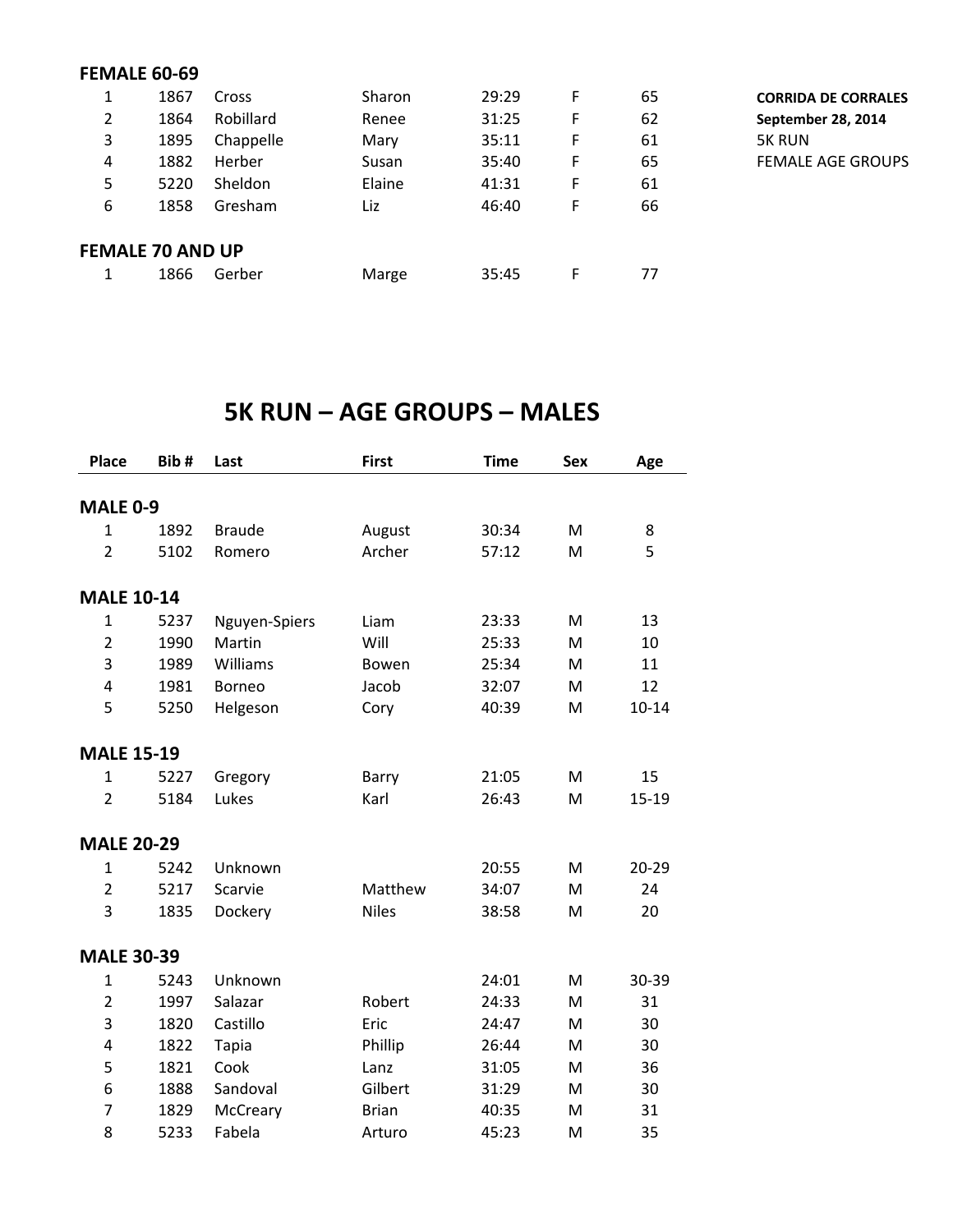**CORRIDA DE CORRALES**
**September 28, 2014**
5K RUN
FEMALE AGE GROUPS

**FEMALE 60-69**

| Place | Bib # | Last | First | Time | Sex | Age |
|---|---|---|---|---|---|---|
| 1 | 1867 | Cross | Sharon | 29:29 | F | 65 |
| 2 | 1864 | Robillard | Renee | 31:25 | F | 62 |
| 3 | 1895 | Chappelle | Mary | 35:11 | F | 61 |
| 4 | 1882 | Herber | Susan | 35:40 | F | 65 |
| 5 | 5220 | Sheldon | Elaine | 41:31 | F | 61 |
| 6 | 1858 | Gresham | Liz | 46:40 | F | 66 |

**FEMALE 70 AND UP**

| Place | Bib # | Last | First | Time | Sex | Age |
|---|---|---|---|---|---|---|
| 1 | 1866 | Gerber | Marge | 35:45 | F | 77 |

# 5K RUN – AGE GROUPS – MALES

| Place | Bib # | Last | First | Time | Sex | Age |
|---|---|---|---|---|---|---|
| **MALE 0-9** | | | | | | |
| 1 | 1892 | Braude | August | 30:34 | M | 8 |
| 2 | 5102 | Romero | Archer | 57:12 | M | 5 |
| **MALE 10-14** | | | | | | |
| 1 | 5237 | Nguyen-Spiers | Liam | 23:33 | M | 13 |
| 2 | 1990 | Martin | Will | 25:33 | M | 10 |
| 3 | 1989 | Williams | Bowen | 25:34 | M | 11 |
| 4 | 1981 | Borneo | Jacob | 32:07 | M | 12 |
| 5 | 5250 | Helgeson | Cory | 40:39 | M | 10-14 |
| **MALE 15-19** | | | | | | |
| 1 | 5227 | Gregory | Barry | 21:05 | M | 15 |
| 2 | 5184 | Lukes | Karl | 26:43 | M | 15-19 |
| **MALE 20-29** | | | | | | |
| 1 | 5242 | Unknown | | 20:55 | M | 20-29 |
| 2 | 5217 | Scarvie | Matthew | 34:07 | M | 24 |
| 3 | 1835 | Dockery | Niles | 38:58 | M | 20 |
| **MALE 30-39** | | | | | | |
| 1 | 5243 | Unknown | | 24:01 | M | 30-39 |
| 2 | 1997 | Salazar | Robert | 24:33 | M | 31 |
| 3 | 1820 | Castillo | Eric | 24:47 | M | 30 |
| 4 | 1822 | Tapia | Phillip | 26:44 | M | 30 |
| 5 | 1821 | Cook | Lanz | 31:05 | M | 36 |
| 6 | 1888 | Sandoval | Gilbert | 31:29 | M | 30 |
| 7 | 1829 | McCreary | Brian | 40:35 | M | 31 |
| 8 | 5233 | Fabela | Arturo | 45:23 | M | 35 |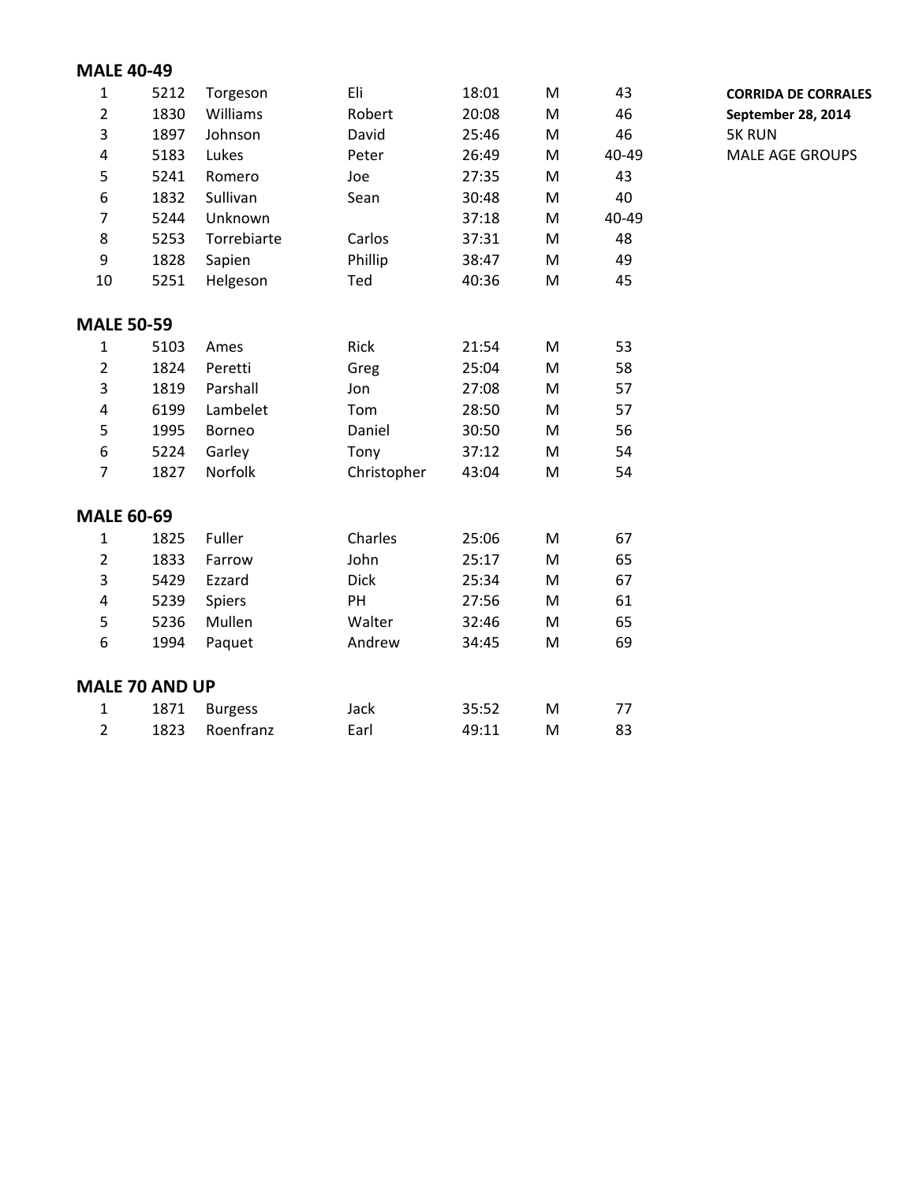**CORRIDA DE CORRALES**
**September 28, 2014**
5K RUN
MALE AGE GROUPS

## MALE 40-49

| | | | | | | |
|---|---|---|---|---|---|---|
| 1 | 5212 | Torgeson | Eli | 18:01 | M | 43 |
| 2 | 1830 | Williams | Robert | 20:08 | M | 46 |
| 3 | 1897 | Johnson | David | 25:46 | M | 46 |
| 4 | 5183 | Lukes | Peter | 26:49 | M | 40-49 |
| 5 | 5241 | Romero | Joe | 27:35 | M | 43 |
| 6 | 1832 | Sullivan | Sean | 30:48 | M | 40 |
| 7 | 5244 | Unknown | | 37:18 | M | 40-49 |
| 8 | 5253 | Torrebiarte | Carlos | 37:31 | M | 48 |
| 9 | 1828 | Sapien | Phillip | 38:47 | M | 49 |
| 10 | 5251 | Helgeson | Ted | 40:36 | M | 45 |

## MALE 50-59

| | | | | | | |
|---|---|---|---|---|---|---|
| 1 | 5103 | Ames | Rick | 21:54 | M | 53 |
| 2 | 1824 | Peretti | Greg | 25:04 | M | 58 |
| 3 | 1819 | Parshall | Jon | 27:08 | M | 57 |
| 4 | 6199 | Lambelet | Tom | 28:50 | M | 57 |
| 5 | 1995 | Borneo | Daniel | 30:50 | M | 56 |
| 6 | 5224 | Garley | Tony | 37:12 | M | 54 |
| 7 | 1827 | Norfolk | Christopher | 43:04 | M | 54 |

## MALE 60-69

| | | | | | | |
|---|---|---|---|---|---|---|
| 1 | 1825 | Fuller | Charles | 25:06 | M | 67 |
| 2 | 1833 | Farrow | John | 25:17 | M | 65 |
| 3 | 5429 | Ezzard | Dick | 25:34 | M | 67 |
| 4 | 5239 | Spiers | PH | 27:56 | M | 61 |
| 5 | 5236 | Mullen | Walter | 32:46 | M | 65 |
| 6 | 1994 | Paquet | Andrew | 34:45 | M | 69 |

## MALE 70 AND UP

| | | | | | | |
|---|---|---|---|---|---|---|
| 1 | 1871 | Burgess | Jack | 35:52 | M | 77 |
| 2 | 1823 | Roenfranz | Earl | 49:11 | M | 83 |